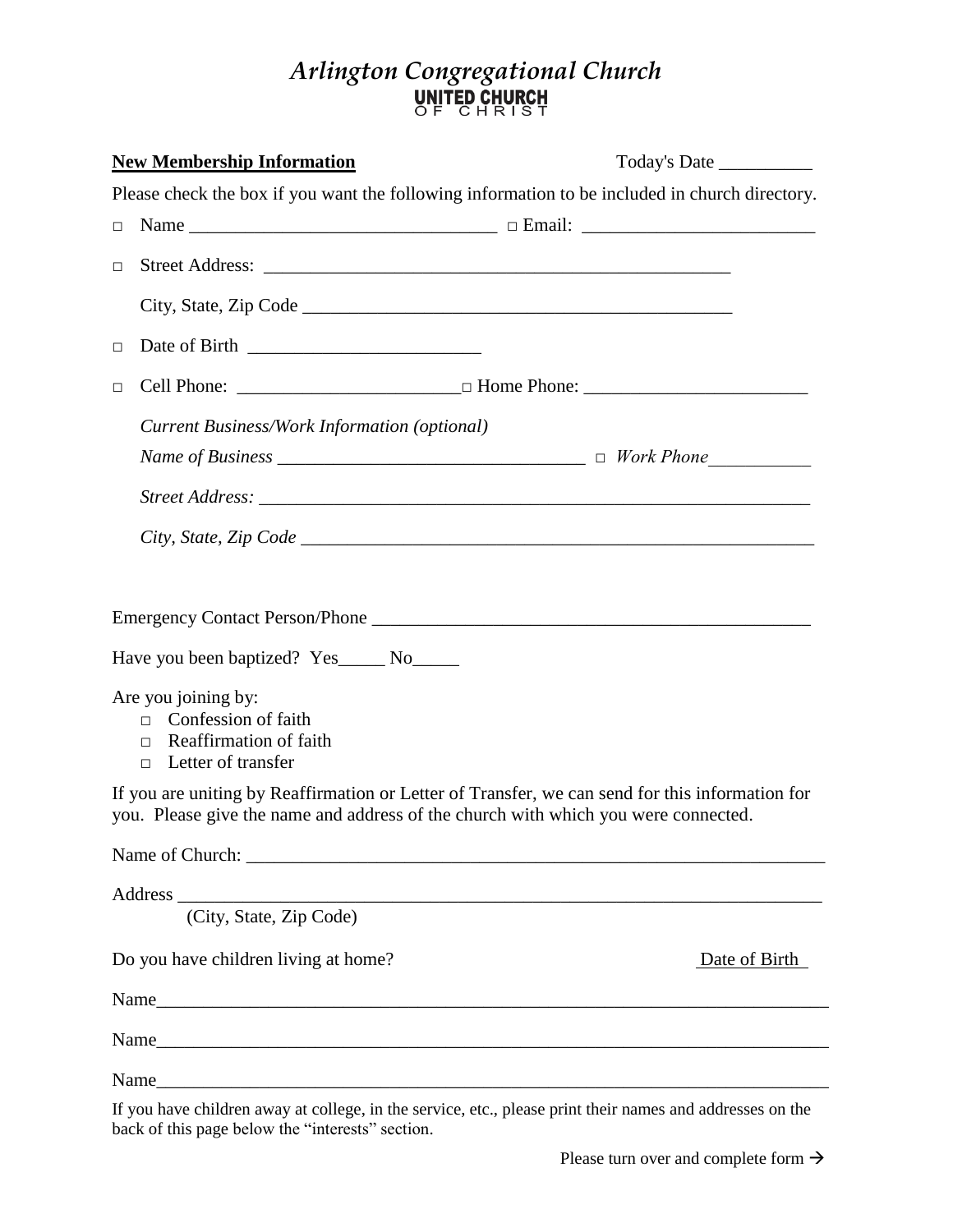# *Arlington Congregational Church*

**UNITED CHURCH OF CHRIST**

**New Membership Information** Today's Date __________

Please check the box if you want the following information to be included in church directory.

□ Name _________________________________ □ Email: ________________________

□ Street Address: ___________________________________________________

City, State, Zip Code _______________________________________________

□ Date of Birth _________________________

□ Cell Phone: ________________________ □ Home Phone: _______________________

*Current Business/Work Information (optional)*

*Name of Business* ________________________________ □ *Work Phone*___________

*Street Address:* __________________________________________________________

*City, State, Zip Code* _____________________________________________________

Emergency Contact Person/Phone _____________________________________________

Have you been baptized? Yes_____ No_____

Are you joining by:

- □ Confession of faith
- □ Reaffirmation of faith
- □ Letter of transfer

If you are uniting by Reaffirmation or Letter of Transfer, we can send for this information for you. Please give the name and address of the church with which you were connected.

Name of Church: ________________________________________________________________

Address _______________________________________________________________________
(City, State, Zip Code)

Do you have children living at home? Date of Birth

Name__________________________________________________________________________

Name__________________________________________________________________________

Name__________________________________________________________________________

If you have children away at college, in the service, etc., please print their names and addresses on the back of this page below the "interests" section.

Please turn over and complete form →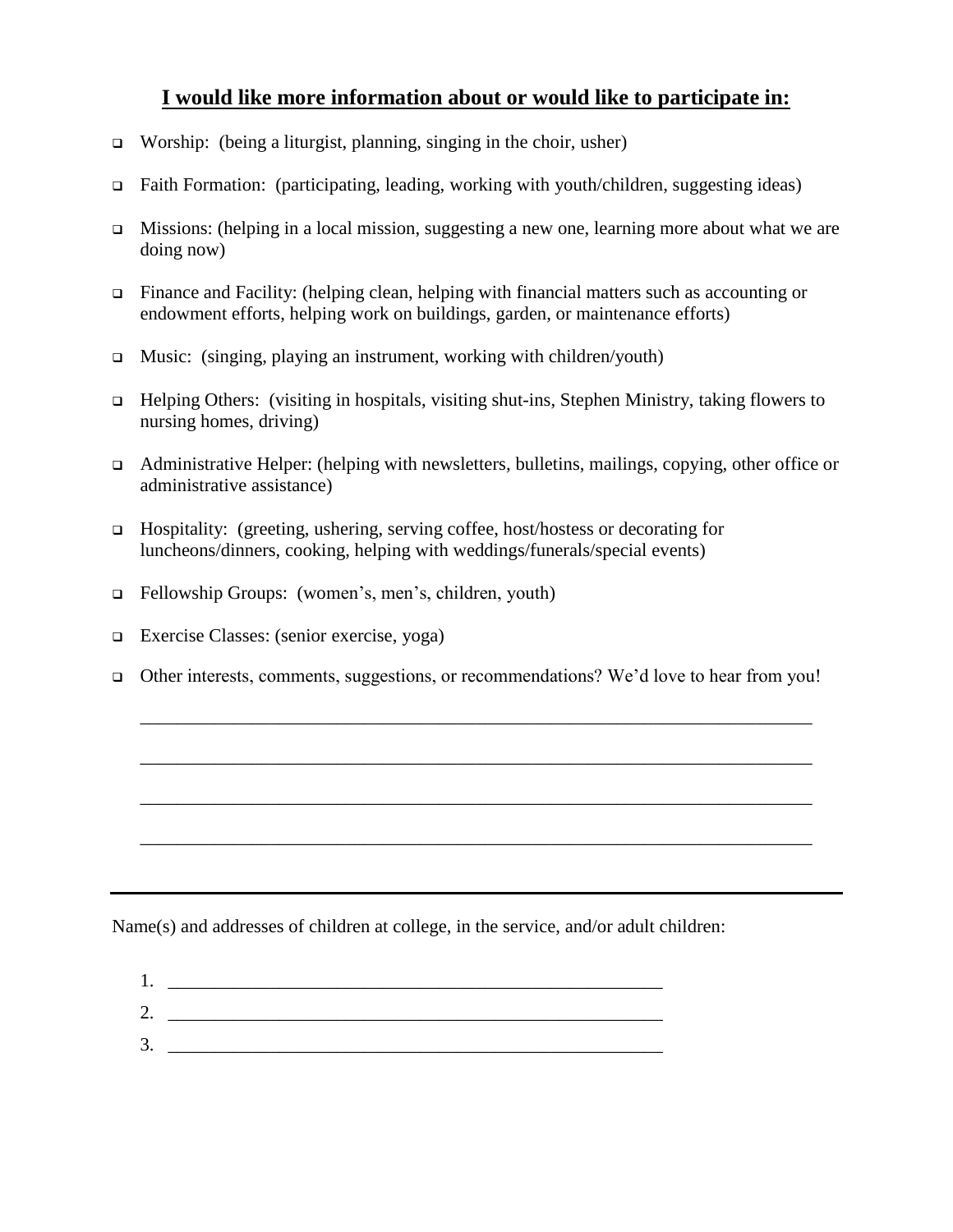**I would like more information about or would like to participate in:**

- ☐ Worship: (being a liturgist, planning, singing in the choir, usher)
- ☐ Faith Formation: (participating, leading, working with youth/children, suggesting ideas)
- ☐ Missions: (helping in a local mission, suggesting a new one, learning more about what we are doing now)
- ☐ Finance and Facility: (helping clean, helping with financial matters such as accounting or endowment efforts, helping work on buildings, garden, or maintenance efforts)
- ☐ Music: (singing, playing an instrument, working with children/youth)
- ☐ Helping Others: (visiting in hospitals, visiting shut-ins, Stephen Ministry, taking flowers to nursing homes, driving)
- ☐ Administrative Helper: (helping with newsletters, bulletins, mailings, copying, other office or administrative assistance)
- ☐ Hospitality: (greeting, ushering, serving coffee, host/hostess or decorating for luncheons/dinners, cooking, helping with weddings/funerals/special events)
- ☐ Fellowship Groups: (women's, men's, children, youth)
- ☐ Exercise Classes: (senior exercise, yoga)
- ☐ Other interests, comments, suggestions, or recommendations? We'd love to hear from you!

___________________________________________________________________________

___________________________________________________________________________

___________________________________________________________________________

___________________________________________________________________________

---

Name(s) and addresses of children at college, in the service, and/or adult children:

1. _______________________________________________________
2. _______________________________________________________
3. _______________________________________________________